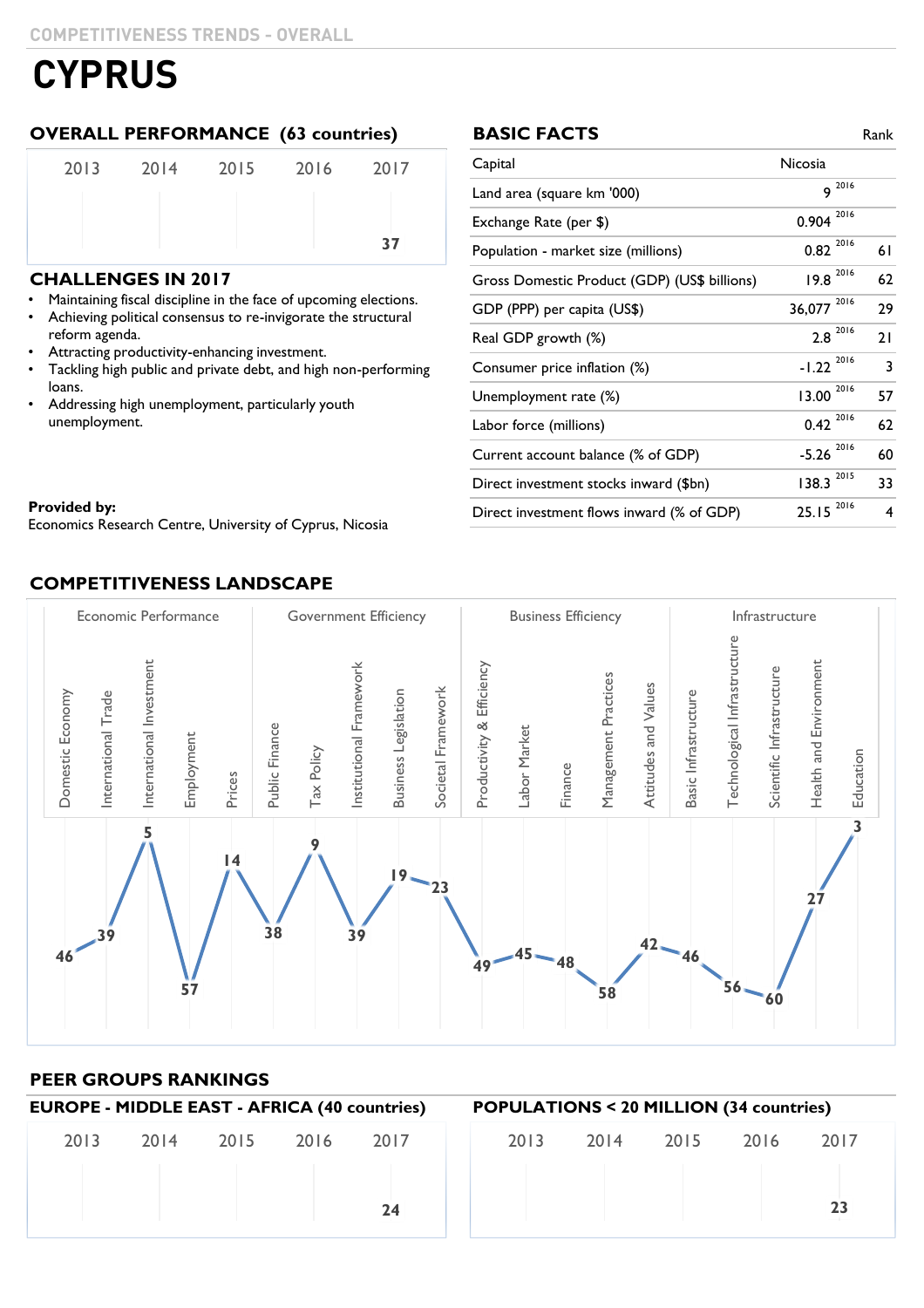COMPETITIVENESS TRENDS - OVERALL

# CYPRUS

## OVERALL PERFORMANCE (63 countries)

| 2013 | 2014 | 2015 | 2016 | 2017 |
|---|---|---|---|---|
| | | | | 37 |

## CHALLENGES IN 2017

- Maintaining fiscal discipline in the face of upcoming elections.
- Achieving political consensus to re-invigorate the structural reform agenda.
- Attracting productivity-enhancing investment.
- Tackling high public and private debt, and high non-performing loans.
- Addressing high unemployment, particularly youth unemployment.

**Provided by:**
Economics Research Centre, University of Cyprus, Nicosia

## BASIC FACTS

| | | Year | Rank |
|---|---|---|---|
| Capital | Nicosia | | |
| Land area (square km '000) | 9 | 2016 | |
| Exchange Rate (per $) | 0.904 | 2016 | |
| Population - market size (millions) | 0.82 | 2016 | 61 |
| Gross Domestic Product (GDP) (US$ billions) | 19.8 | 2016 | 62 |
| GDP (PPP) per capita (US$) | 36,077 | 2016 | 29 |
| Real GDP growth (%) | 2.8 | 2016 | 21 |
| Consumer price inflation (%) | -1.22 | 2016 | 3 |
| Unemployment rate (%) | 13.00 | 2016 | 57 |
| Labor force (millions) | 0.42 | 2016 | 62 |
| Current account balance (% of GDP) | -5.26 | 2016 | 60 |
| Direct investment stocks inward ($bn) | 138.3 | 2015 | 33 |
| Direct investment flows inward (% of GDP) | 25.15 | 2016 | 4 |

## COMPETITIVENESS LANDSCAPE

| Factor | Sub-factor | Rank |
|---|---|---|
| Economic Performance | Domestic Economy | 46 |
| | International Trade | 39 |
| | International Investment | 5 |
| | Employment | 57 |
| | Prices | 14 |
| Government Efficiency | Public Finance | 38 |
| | Tax Policy | 9 |
| | Institutional Framework | 39 |
| | Business Legislation | 19 |
| | Societal Framework | 23 |
| Business Efficiency | Productivity & Efficiency | 49 |
| | Labor Market | 45 |
| | Finance | 48 |
| | Management Practices | 58 |
| | Attitudes and Values | 42 |
| Infrastructure | Basic Infrastructure | 46 |
| | Technological Infrastructure | 56 |
| | Scientific Infrastructure | 60 |
| | Health and Environment | 27 |
| | Education | 3 |

## PEER GROUPS RANKINGS

### EUROPE - MIDDLE EAST - AFRICA (40 countries)

| 2013 | 2014 | 2015 | 2016 | 2017 |
|---|---|---|---|---|
| | | | | 24 |

### POPULATIONS < 20 MILLION (34 countries)

| 2013 | 2014 | 2015 | 2016 | 2017 |
|---|---|---|---|---|
| | | | | 23 |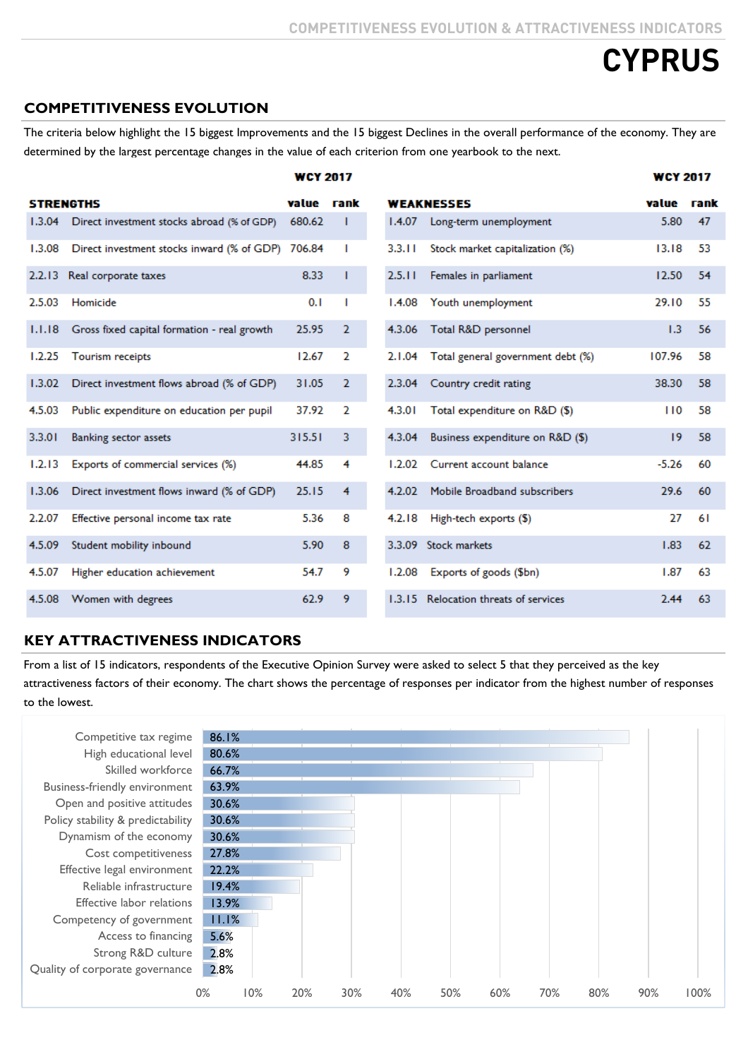# CYPRUS

## COMPETITIVENESS EVOLUTION

The criteria below highlight the 15 biggest Improvements and the 15 biggest Declines in the overall performance of the economy. They are determined by the largest percentage changes in the value of each criterion from one yearbook to the next.

| | STRENGTHS | WCY 2017 value | rank |
|---|---|---|---|
| 1.3.04 | Direct investment stocks abroad (% of GDP) | 680.62 | 1 |
| 1.3.08 | Direct investment stocks inward (% of GDP) | 706.84 | 1 |
| 2.2.13 | Real corporate taxes | 8.33 | 1 |
| 2.5.03 | Homicide | 0.1 | 1 |
| 1.1.18 | Gross fixed capital formation - real growth | 25.95 | 2 |
| 1.2.25 | Tourism receipts | 12.67 | 2 |
| 1.3.02 | Direct investment flows abroad (% of GDP) | 31.05 | 2 |
| 4.5.03 | Public expenditure on education per pupil | 37.92 | 2 |
| 3.3.01 | Banking sector assets | 315.51 | 3 |
| 1.2.13 | Exports of commercial services (%) | 44.85 | 4 |
| 1.3.06 | Direct investment flows inward (% of GDP) | 25.15 | 4 |
| 2.2.07 | Effective personal income tax rate | 5.36 | 8 |
| 4.5.09 | Student mobility inbound | 5.90 | 8 |
| 4.5.07 | Higher education achievement | 54.7 | 9 |
| 4.5.08 | Women with degrees | 62.9 | 9 |

| | WEAKNESSES | WCY 2017 value | rank |
|---|---|---|---|
| 1.4.07 | Long-term unemployment | 5.80 | 47 |
| 3.3.11 | Stock market capitalization (%) | 13.18 | 53 |
| 2.5.11 | Females in parliament | 12.50 | 54 |
| 1.4.08 | Youth unemployment | 29.10 | 55 |
| 4.3.06 | Total R&D personnel | 1.3 | 56 |
| 2.1.04 | Total general government debt (%) | 107.96 | 58 |
| 2.3.04 | Country credit rating | 38.30 | 58 |
| 4.3.01 | Total expenditure on R&D ($) | 110 | 58 |
| 4.3.04 | Business expenditure on R&D ($) | 19 | 58 |
| 1.2.02 | Current account balance | -5.26 | 60 |
| 4.2.02 | Mobile Broadband subscribers | 29.6 | 60 |
| 4.2.18 | High-tech exports ($) | 27 | 61 |
| 3.3.09 | Stock markets | 1.83 | 62 |
| 1.2.08 | Exports of goods ($bn) | 1.87 | 63 |
| 1.3.15 | Relocation threats of services | 2.44 | 63 |

## KEY ATTRACTIVENESS INDICATORS

From a list of 15 indicators, respondents of the Executive Opinion Survey were asked to select 5 that they perceived as the key attractiveness factors of their economy. The chart shows the percentage of responses per indicator from the highest number of responses to the lowest.

| Indicator | % of responses |
|---|---|
| Competitive tax regime | 86.1% |
| High educational level | 80.6% |
| Skilled workforce | 66.7% |
| Business-friendly environment | 63.9% |
| Open and positive attitudes | 30.6% |
| Policy stability & predictability | 30.6% |
| Dynamism of the economy | 30.6% |
| Cost competitiveness | 27.8% |
| Effective legal environment | 22.2% |
| Reliable infrastructure | 19.4% |
| Effective labor relations | 13.9% |
| Competency of government | 11.1% |
| Access to financing | 5.6% |
| Strong R&D culture | 2.8% |
| Quality of corporate governance | 2.8% |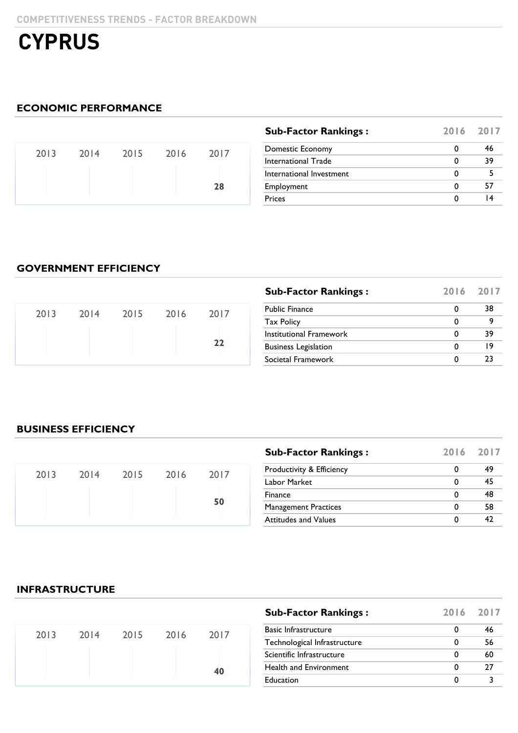COMPETITIVENESS TRENDS - FACTOR BREAKDOWN

# CYPRUS

## ECONOMIC PERFORMANCE

| 2013 | 2014 | 2015 | 2016 | 2017 |
|---|---|---|---|---|
| | | | | 28 |

| Sub-Factor Rankings : | 2016 | 2017 |
|---|---|---|
| Domestic Economy | 0 | 46 |
| International Trade | 0 | 39 |
| International Investment | 0 | 5 |
| Employment | 0 | 57 |
| Prices | 0 | 14 |

## GOVERNMENT EFFICIENCY

| 2013 | 2014 | 2015 | 2016 | 2017 |
|---|---|---|---|---|
| | | | | 22 |

| Sub-Factor Rankings : | 2016 | 2017 |
|---|---|---|
| Public Finance | 0 | 38 |
| Tax Policy | 0 | 9 |
| Institutional Framework | 0 | 39 |
| Business Legislation | 0 | 19 |
| Societal Framework | 0 | 23 |

## BUSINESS EFFICIENCY

| 2013 | 2014 | 2015 | 2016 | 2017 |
|---|---|---|---|---|
| | | | | 50 |

| Sub-Factor Rankings : | 2016 | 2017 |
|---|---|---|
| Productivity & Efficiency | 0 | 49 |
| Labor Market | 0 | 45 |
| Finance | 0 | 48 |
| Management Practices | 0 | 58 |
| Attitudes and Values | 0 | 42 |

## INFRASTRUCTURE

| 2013 | 2014 | 2015 | 2016 | 2017 |
|---|---|---|---|---|
| | | | | 40 |

| Sub-Factor Rankings : | 2016 | 2017 |
|---|---|---|
| Basic Infrastructure | 0 | 46 |
| Technological Infrastructure | 0 | 56 |
| Scientific Infrastructure | 0 | 60 |
| Health and Environment | 0 | 27 |
| Education | 0 | 3 |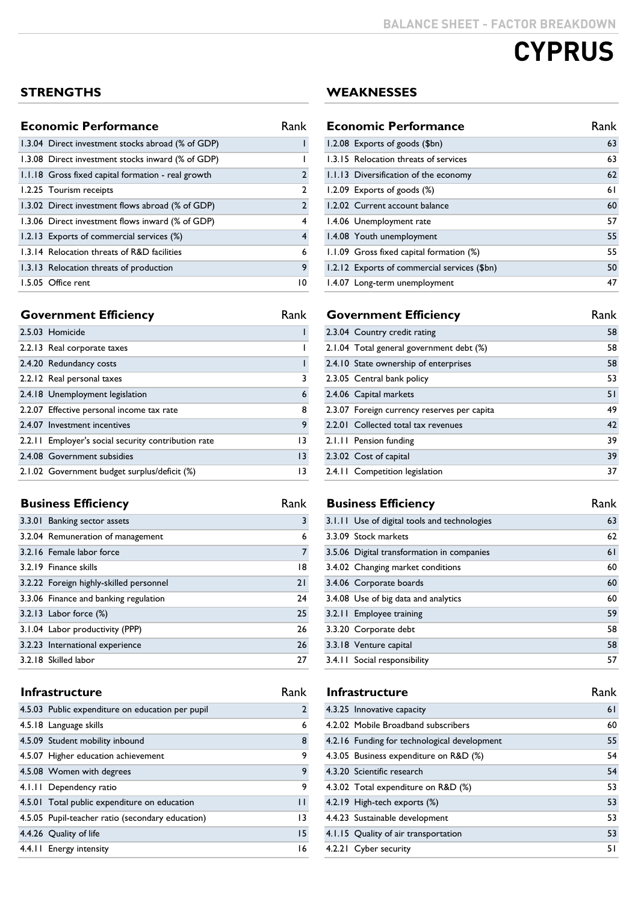BALANCE SHEET - FACTOR BREAKDOWN

# CYPRUS

## STRENGTHS

### Economic Performance

| Economic Performance | Rank |
|---|---|
| 1.3.04 Direct investment stocks abroad (% of GDP) | 1 |
| 1.3.08 Direct investment stocks inward (% of GDP) | 1 |
| 1.1.18 Gross fixed capital formation - real growth | 2 |
| 1.2.25 Tourism receipts | 2 |
| 1.3.02 Direct investment flows abroad (% of GDP) | 2 |
| 1.3.06 Direct investment flows inward (% of GDP) | 4 |
| 1.2.13 Exports of commercial services (%) | 4 |
| 1.3.14 Relocation threats of R&D facilities | 6 |
| 1.3.13 Relocation threats of production | 9 |
| 1.5.05 Office rent | 10 |

### Government Efficiency

| Government Efficiency | Rank |
|---|---|
| 2.5.03 Homicide | 1 |
| 2.2.13 Real corporate taxes | 1 |
| 2.4.20 Redundancy costs | 1 |
| 2.2.12 Real personal taxes | 3 |
| 2.4.18 Unemployment legislation | 6 |
| 2.2.07 Effective personal income tax rate | 8 |
| 2.4.07 Investment incentives | 9 |
| 2.2.11 Employer's social security contribution rate | 13 |
| 2.4.08 Government subsidies | 13 |
| 2.1.02 Government budget surplus/deficit (%) | 13 |

### Business Efficiency

| Business Efficiency | Rank |
|---|---|
| 3.3.01 Banking sector assets | 3 |
| 3.2.04 Remuneration of management | 6 |
| 3.2.16 Female labor force | 7 |
| 3.2.19 Finance skills | 18 |
| 3.2.22 Foreign highly-skilled personnel | 21 |
| 3.3.06 Finance and banking regulation | 24 |
| 3.2.13 Labor force (%) | 25 |
| 3.1.04 Labor productivity (PPP) | 26 |
| 3.2.23 International experience | 26 |
| 3.2.18 Skilled labor | 27 |

### Infrastructure

| Infrastructure | Rank |
|---|---|
| 4.5.03 Public expenditure on education per pupil | 2 |
| 4.5.18 Language skills | 6 |
| 4.5.09 Student mobility inbound | 8 |
| 4.5.07 Higher education achievement | 9 |
| 4.5.08 Women with degrees | 9 |
| 4.1.11 Dependency ratio | 9 |
| 4.5.01 Total public expenditure on education | 11 |
| 4.5.05 Pupil-teacher ratio (secondary education) | 13 |
| 4.4.26 Quality of life | 15 |
| 4.4.11 Energy intensity | 16 |

## WEAKNESSES

### Economic Performance

| Economic Performance | Rank |
|---|---|
| 1.2.08 Exports of goods ($bn) | 63 |
| 1.3.15 Relocation threats of services | 63 |
| 1.1.13 Diversification of the economy | 62 |
| 1.2.09 Exports of goods (%) | 61 |
| 1.2.02 Current account balance | 60 |
| 1.4.06 Unemployment rate | 57 |
| 1.4.08 Youth unemployment | 55 |
| 1.1.09 Gross fixed capital formation (%) | 55 |
| 1.2.12 Exports of commercial services ($bn) | 50 |
| 1.4.07 Long-term unemployment | 47 |

### Government Efficiency

| Government Efficiency | Rank |
|---|---|
| 2.3.04 Country credit rating | 58 |
| 2.1.04 Total general government debt (%) | 58 |
| 2.4.10 State ownership of enterprises | 58 |
| 2.3.05 Central bank policy | 53 |
| 2.4.06 Capital markets | 51 |
| 2.3.07 Foreign currency reserves per capita | 49 |
| 2.2.01 Collected total tax revenues | 42 |
| 2.1.11 Pension funding | 39 |
| 2.3.02 Cost of capital | 39 |
| 2.4.11 Competition legislation | 37 |

### Business Efficiency

| Business Efficiency | Rank |
|---|---|
| 3.1.11 Use of digital tools and technologies | 63 |
| 3.3.09 Stock markets | 62 |
| 3.5.06 Digital transformation in companies | 61 |
| 3.4.02 Changing market conditions | 60 |
| 3.4.06 Corporate boards | 60 |
| 3.4.08 Use of big data and analytics | 60 |
| 3.2.11 Employee training | 59 |
| 3.3.20 Corporate debt | 58 |
| 3.3.18 Venture capital | 58 |
| 3.4.11 Social responsibility | 57 |

### Infrastructure

| Infrastructure | Rank |
|---|---|
| 4.3.25 Innovative capacity | 61 |
| 4.2.02 Mobile Broadband subscribers | 60 |
| 4.2.16 Funding for technological development | 55 |
| 4.3.05 Business expenditure on R&D (%) | 54 |
| 4.3.20 Scientific research | 54 |
| 4.3.02 Total expenditure on R&D (%) | 53 |
| 4.2.19 High-tech exports (%) | 53 |
| 4.4.23 Sustainable development | 53 |
| 4.1.15 Quality of air transportation | 53 |
| 4.2.21 Cyber security | 51 |